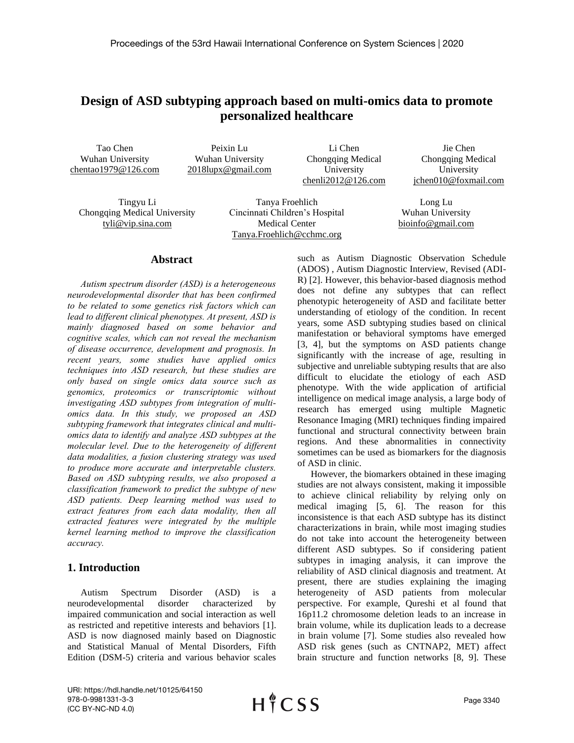# Design of ASD subtyping approach based on multi-omics data to promote personalized healthcare

Tao Chen
Wuhan University
chentao1979@126.com

Peixin Lu
Wuhan University
2018lupx@gmail.com

Li Chen
Chongqing Medical University
chenli2012@126.com

Jie Chen
Chongqing Medical University
jchen010@foxmail.com

Tingyu Li
Chongqing Medical University
tyli@vip.sina.com

Tanya Froehlich
Cincinnati Children's Hospital Medical Center
Tanya.Froehlich@cchmc.org

Long Lu
Wuhan University
bioinfo@gmail.com

## Abstract

*Autism spectrum disorder (ASD) is a heterogeneous neurodevelopmental disorder that has been confirmed to be related to some genetics risk factors which can lead to different clinical phenotypes. At present, ASD is mainly diagnosed based on some behavior and cognitive scales, which can not reveal the mechanism of disease occurrence, development and prognosis. In recent years, some studies have applied omics techniques into ASD research, but these studies are only based on single omics data source such as genomics, proteomics or transcriptomic without investigating ASD subtypes from integration of multi-omics data. In this study, we proposed an ASD subtyping framework that integrates clinical and multi-omics data to identify and analyze ASD subtypes at the molecular level. Due to the heterogeneity of different data modalities, a fusion clustering strategy was used to produce more accurate and interpretable clusters. Based on ASD subtyping results, we also proposed a classification framework to predict the subtype of new ASD patients. Deep learning method was used to extract features from each data modality, then all extracted features were integrated by the multiple kernel learning method to improve the classification accuracy.*

## 1. Introduction

Autism Spectrum Disorder (ASD) is a neurodevelopmental disorder characterized by impaired communication and social interaction as well as restricted and repetitive interests and behaviors [1]. ASD is now diagnosed mainly based on Diagnostic and Statistical Manual of Mental Disorders, Fifth Edition (DSM-5) criteria and various behavior scales such as Autism Diagnostic Observation Schedule (ADOS) , Autism Diagnostic Interview, Revised (ADI-R) [2]. However, this behavior-based diagnosis method does not define any subtypes that can reflect phenotypic heterogeneity of ASD and facilitate better understanding of etiology of the condition. In recent years, some ASD subtyping studies based on clinical manifestation or behavioral symptoms have emerged [3, 4], but the symptoms on ASD patients change significantly with the increase of age, resulting in subjective and unreliable subtyping results that are also difficult to elucidate the etiology of each ASD phenotype. With the wide application of artificial intelligence on medical image analysis, a large body of research has emerged using multiple Magnetic Resonance Imaging (MRI) techniques finding impaired functional and structural connectivity between brain regions. And these abnormalities in connectivity sometimes can be used as biomarkers for the diagnosis of ASD in clinic.

However, the biomarkers obtained in these imaging studies are not always consistent, making it impossible to achieve clinical reliability by relying only on medical imaging [5, 6]. The reason for this inconsistence is that each ASD subtype has its distinct characterizations in brain, while most imaging studies do not take into account the heterogeneity between different ASD subtypes. So if considering patient subtypes in imaging analysis, it can improve the reliability of ASD clinical diagnosis and treatment. At present, there are studies explaining the imaging heterogeneity of ASD patients from molecular perspective. For example, Qureshi et al found that 16p11.2 chromosome deletion leads to an increase in brain volume, while its duplication leads to a decrease in brain volume [7]. Some studies also revealed how ASD risk genes (such as CNTNAP2, MET) affect brain structure and function networks [8, 9]. These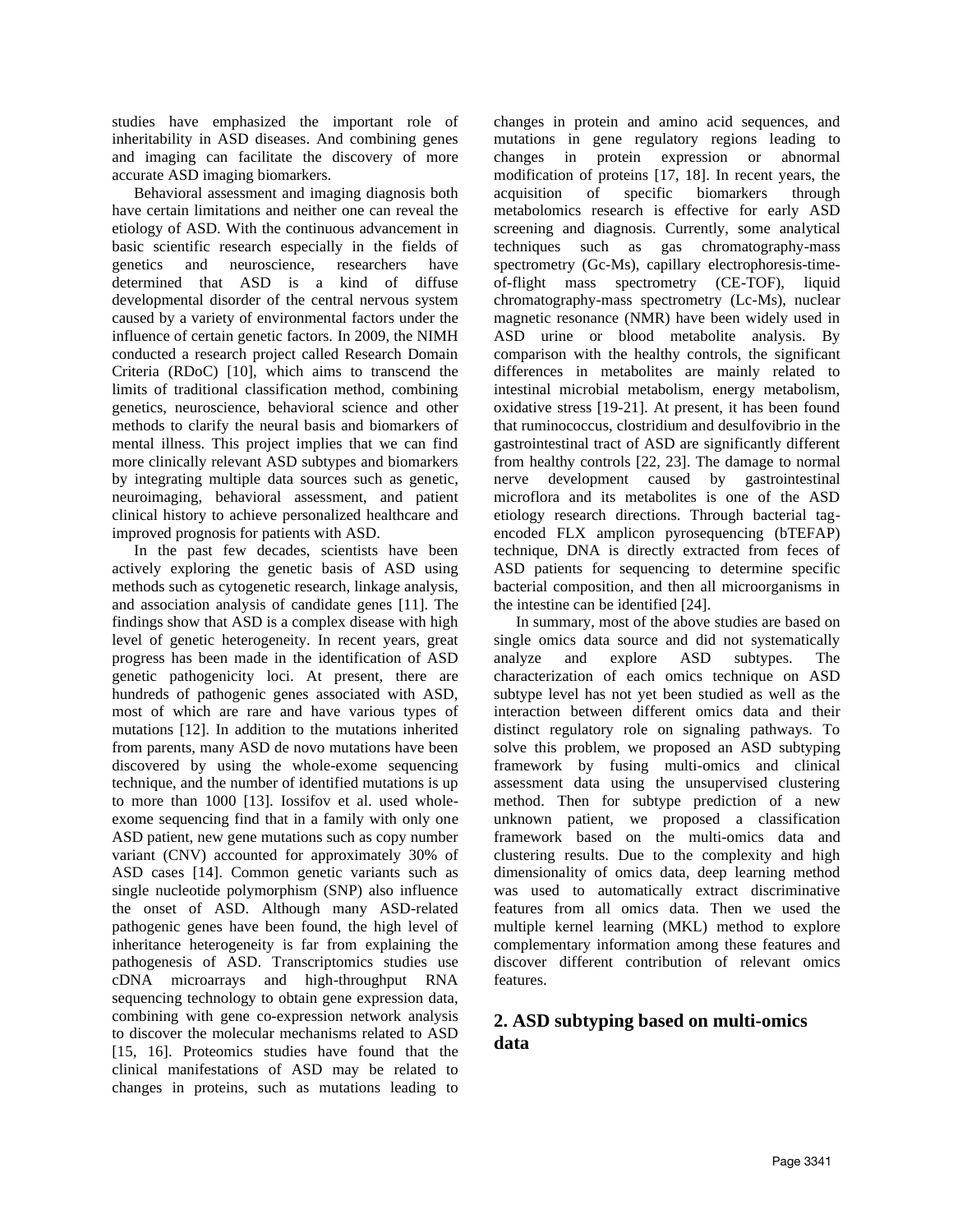studies have emphasized the important role of inheritability in ASD diseases. And combining genes and imaging can facilitate the discovery of more accurate ASD imaging biomarkers.

Behavioral assessment and imaging diagnosis both have certain limitations and neither one can reveal the etiology of ASD. With the continuous advancement in basic scientific research especially in the fields of genetics and neuroscience, researchers have determined that ASD is a kind of diffuse developmental disorder of the central nervous system caused by a variety of environmental factors under the influence of certain genetic factors. In 2009, the NIMH conducted a research project called Research Domain Criteria (RDoC) [10], which aims to transcend the limits of traditional classification method, combining genetics, neuroscience, behavioral science and other methods to clarify the neural basis and biomarkers of mental illness. This project implies that we can find more clinically relevant ASD subtypes and biomarkers by integrating multiple data sources such as genetic, neuroimaging, behavioral assessment, and patient clinical history to achieve personalized healthcare and improved prognosis for patients with ASD.

In the past few decades, scientists have been actively exploring the genetic basis of ASD using methods such as cytogenetic research, linkage analysis, and association analysis of candidate genes [11]. The findings show that ASD is a complex disease with high level of genetic heterogeneity. In recent years, great progress has been made in the identification of ASD genetic pathogenicity loci. At present, there are hundreds of pathogenic genes associated with ASD, most of which are rare and have various types of mutations [12]. In addition to the mutations inherited from parents, many ASD de novo mutations have been discovered by using the whole-exome sequencing technique, and the number of identified mutations is up to more than 1000 [13]. Iossifov et al. used whole-exome sequencing find that in a family with only one ASD patient, new gene mutations such as copy number variant (CNV) accounted for approximately 30% of ASD cases [14]. Common genetic variants such as single nucleotide polymorphism (SNP) also influence the onset of ASD. Although many ASD-related pathogenic genes have been found, the high level of inheritance heterogeneity is far from explaining the pathogenesis of ASD. Transcriptomics studies use cDNA microarrays and high-throughput RNA sequencing technology to obtain gene expression data, combining with gene co-expression network analysis to discover the molecular mechanisms related to ASD [15, 16]. Proteomics studies have found that the clinical manifestations of ASD may be related to changes in proteins, such as mutations leading to changes in protein and amino acid sequences, and mutations in gene regulatory regions leading to changes in protein expression or abnormal modification of proteins [17, 18]. In recent years, the acquisition of specific biomarkers through metabolomics research is effective for early ASD screening and diagnosis. Currently, some analytical techniques such as gas chromatography-mass spectrometry (Gc-Ms), capillary electrophoresis-time-of-flight mass spectrometry (CE-TOF), liquid chromatography-mass spectrometry (Lc-Ms), nuclear magnetic resonance (NMR) have been widely used in ASD urine or blood metabolite analysis. By comparison with the healthy controls, the significant differences in metabolites are mainly related to intestinal microbial metabolism, energy metabolism, oxidative stress [19-21]. At present, it has been found that ruminococcus, clostridium and desulfovibrio in the gastrointestinal tract of ASD are significantly different from healthy controls [22, 23]. The damage to normal nerve development caused by gastrointestinal microflora and its metabolites is one of the ASD etiology research directions. Through bacterial tag-encoded FLX amplicon pyrosequencing (bTEFAP) technique, DNA is directly extracted from feces of ASD patients for sequencing to determine specific bacterial composition, and then all microorganisms in the intestine can be identified [24].

In summary, most of the above studies are based on single omics data source and did not systematically analyze and explore ASD subtypes. The characterization of each omics technique on ASD subtype level has not yet been studied as well as the interaction between different omics data and their distinct regulatory role on signaling pathways. To solve this problem, we proposed an ASD subtyping framework by fusing multi-omics and clinical assessment data using the unsupervised clustering method. Then for subtype prediction of a new unknown patient, we proposed a classification framework based on the multi-omics data and clustering results. Due to the complexity and high dimensionality of omics data, deep learning method was used to automatically extract discriminative features from all omics data. Then we used the multiple kernel learning (MKL) method to explore complementary information among these features and discover different contribution of relevant omics features.

## 2. ASD subtyping based on multi-omics data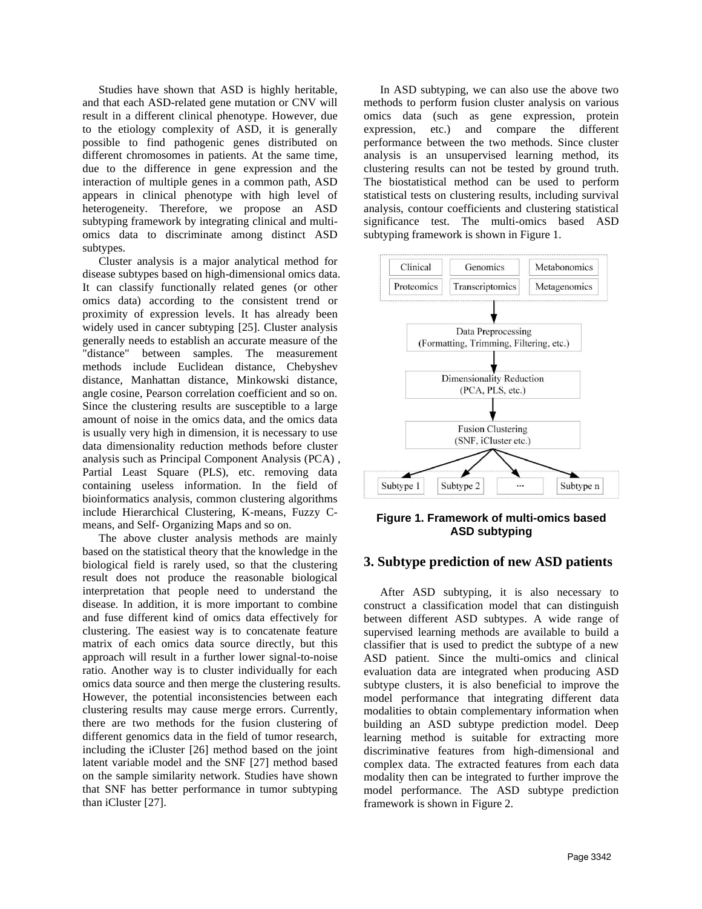Studies have shown that ASD is highly heritable, and that each ASD-related gene mutation or CNV will result in a different clinical phenotype. However, due to the etiology complexity of ASD, it is generally possible to find pathogenic genes distributed on different chromosomes in patients. At the same time, due to the difference in gene expression and the interaction of multiple genes in a common path, ASD appears in clinical phenotype with high level of heterogeneity. Therefore, we propose an ASD subtyping framework by integrating clinical and multi-omics data to discriminate among distinct ASD subtypes.

Cluster analysis is a major analytical method for disease subtypes based on high-dimensional omics data. It can classify functionally related genes (or other omics data) according to the consistent trend or proximity of expression levels. It has already been widely used in cancer subtyping [25]. Cluster analysis generally needs to establish an accurate measure of the "distance" between samples. The measurement methods include Euclidean distance, Chebyshev distance, Manhattan distance, Minkowski distance, angle cosine, Pearson correlation coefficient and so on. Since the clustering results are susceptible to a large amount of noise in the omics data, and the omics data is usually very high in dimension, it is necessary to use data dimensionality reduction methods before cluster analysis such as Principal Component Analysis (PCA) , Partial Least Square (PLS), etc. removing data containing useless information. In the field of bioinformatics analysis, common clustering algorithms include Hierarchical Clustering, K-means, Fuzzy C-means, and Self- Organizing Maps and so on.

The above cluster analysis methods are mainly based on the statistical theory that the knowledge in the biological field is rarely used, so that the clustering result does not produce the reasonable biological interpretation that people need to understand the disease. In addition, it is more important to combine and fuse different kind of omics data effectively for clustering. The easiest way is to concatenate feature matrix of each omics data source directly, but this approach will result in a further lower signal-to-noise ratio. Another way is to cluster individually for each omics data source and then merge the clustering results. However, the potential inconsistencies between each clustering results may cause merge errors. Currently, there are two methods for the fusion clustering of different genomics data in the field of tumor research, including the iCluster [26] method based on the joint latent variable model and the SNF [27] method based on the sample similarity network. Studies have shown that SNF has better performance in tumor subtyping than iCluster [27].

In ASD subtyping, we can also use the above two methods to perform fusion cluster analysis on various omics data (such as gene expression, protein expression, etc.) and compare the different performance between the two methods. Since cluster analysis is an unsupervised learning method, its clustering results can not be tested by ground truth. The biostatistical method can be used to perform statistical tests on clustering results, including survival analysis, contour coefficients and clustering statistical significance test. The multi-omics based ASD subtyping framework is shown in Figure 1.

Clinical | Genomics | Metabonomics
Proteomics | Transcriptomics | Metagenomics

Data Preprocessing (Formatting, Trimming, Filtering, etc.)

Dimensionality Reduction (PCA, PLS, etc.)

Fusion Clustering (SNF, iCluster etc.)

Subtype 1 | Subtype 2 | ··· | Subtype n

**Figure 1. Framework of multi-omics based ASD subtyping**

## 3. Subtype prediction of new ASD patients

After ASD subtyping, it is also necessary to construct a classification model that can distinguish between different ASD subtypes. A wide range of supervised learning methods are available to build a classifier that is used to predict the subtype of a new ASD patient. Since the multi-omics and clinical evaluation data are integrated when producing ASD subtype clusters, it is also beneficial to improve the model performance that integrating different data modalities to obtain complementary information when building an ASD subtype prediction model. Deep learning method is suitable for extracting more discriminative features from high-dimensional and complex data. The extracted features from each data modality then can be integrated to further improve the model performance. The ASD subtype prediction framework is shown in Figure 2.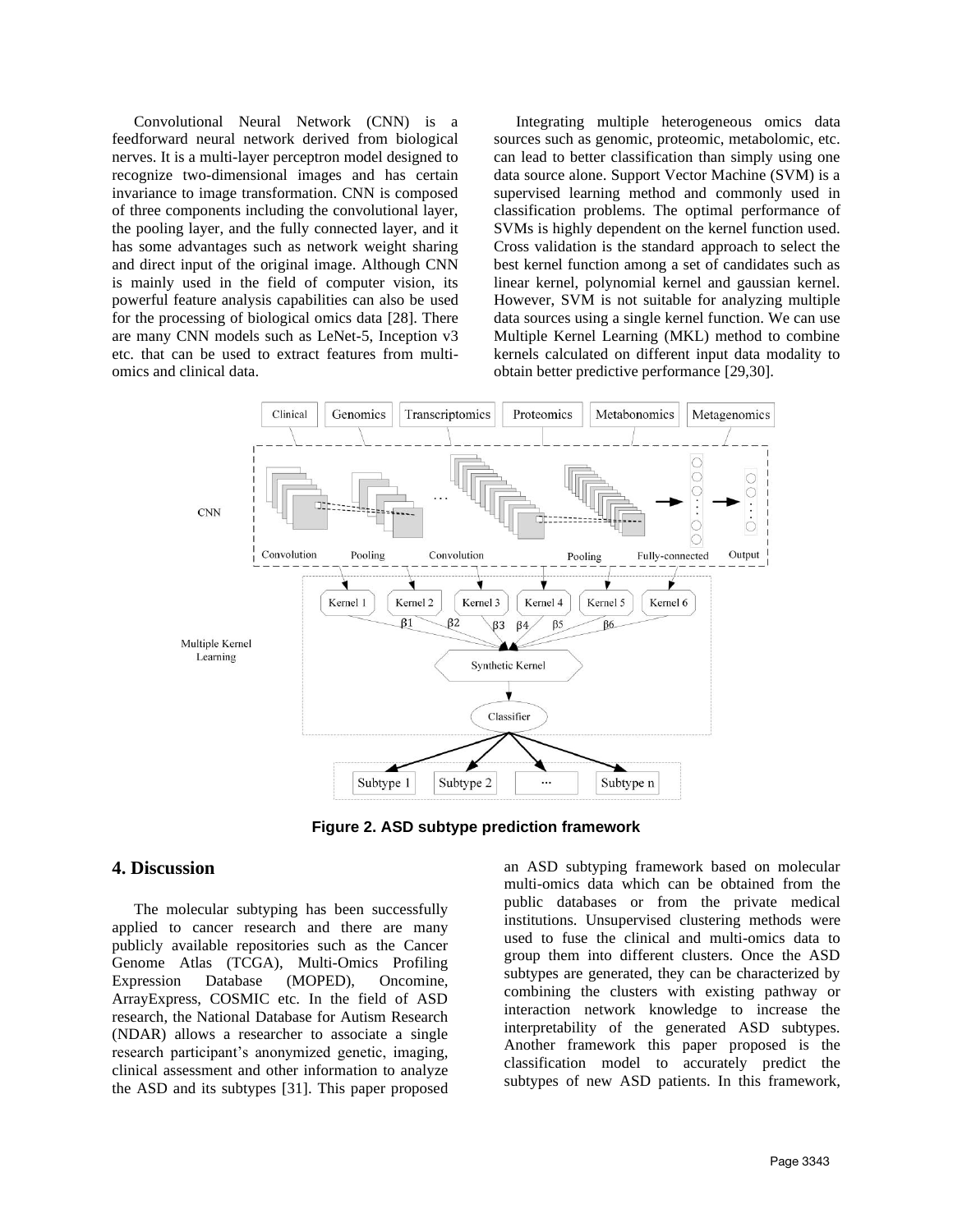Convolutional Neural Network (CNN) is a feedforward neural network derived from biological nerves. It is a multi-layer perceptron model designed to recognize two-dimensional images and has certain invariance to image transformation. CNN is composed of three components including the convolutional layer, the pooling layer, and the fully connected layer, and it has some advantages such as network weight sharing and direct input of the original image. Although CNN is mainly used in the field of computer vision, its powerful feature analysis capabilities can also be used for the processing of biological omics data [28]. There are many CNN models such as LeNet-5, Inception v3 etc. that can be used to extract features from multi-omics and clinical data.

Integrating multiple heterogeneous omics data sources such as genomic, proteomic, metabolomic, etc. can lead to better classification than simply using one data source alone. Support Vector Machine (SVM) is a supervised learning method and commonly used in classification problems. The optimal performance of SVMs is highly dependent on the kernel function used. Cross validation is the standard approach to select the best kernel function among a set of candidates such as linear kernel, polynomial kernel and gaussian kernel. However, SVM is not suitable for analyzing multiple data sources using a single kernel function. We can use Multiple Kernel Learning (MKL) method to combine kernels calculated on different input data modality to obtain better predictive performance [29,30].

**Figure 2. ASD subtype prediction framework**

## 4. Discussion

The molecular subtyping has been successfully applied to cancer research and there are many publicly available repositories such as the Cancer Genome Atlas (TCGA), Multi-Omics Profiling Expression Database (MOPED), Oncomine, ArrayExpress, COSMIC etc. In the field of ASD research, the National Database for Autism Research (NDAR) allows a researcher to associate a single research participant's anonymized genetic, imaging, clinical assessment and other information to analyze the ASD and its subtypes [31]. This paper proposed an ASD subtyping framework based on molecular multi-omics data which can be obtained from the public databases or from the private medical institutions. Unsupervised clustering methods were used to fuse the clinical and multi-omics data to group them into different clusters. Once the ASD subtypes are generated, they can be characterized by combining the clusters with existing pathway or interaction network knowledge to increase the interpretability of the generated ASD subtypes. Another framework this paper proposed is the classification model to accurately predict the subtypes of new ASD patients. In this framework,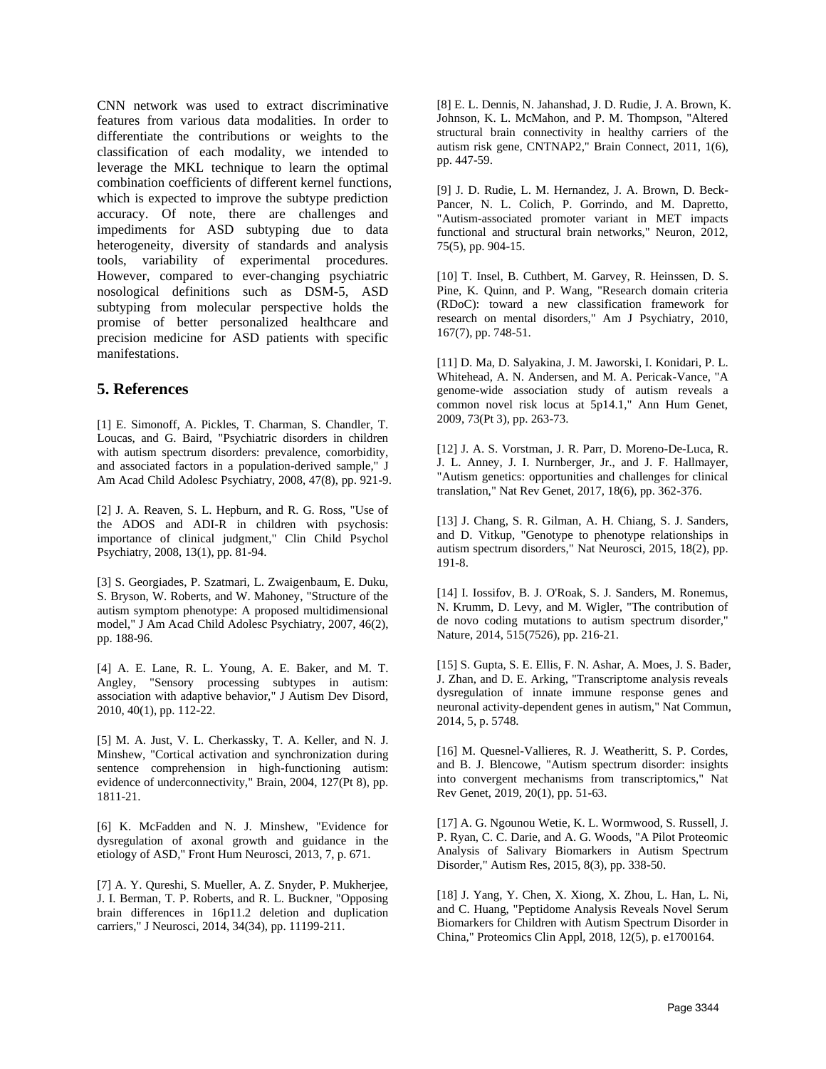CNN network was used to extract discriminative features from various data modalities. In order to differentiate the contributions or weights to the classification of each modality, we intended to leverage the MKL technique to learn the optimal combination coefficients of different kernel functions, which is expected to improve the subtype prediction accuracy. Of note, there are challenges and impediments for ASD subtyping due to data heterogeneity, diversity of standards and analysis tools, variability of experimental procedures. However, compared to ever-changing psychiatric nosological definitions such as DSM-5, ASD subtyping from molecular perspective holds the promise of better personalized healthcare and precision medicine for ASD patients with specific manifestations.

## 5. References

[1] E. Simonoff, A. Pickles, T. Charman, S. Chandler, T. Loucas, and G. Baird, "Psychiatric disorders in children with autism spectrum disorders: prevalence, comorbidity, and associated factors in a population-derived sample," J Am Acad Child Adolesc Psychiatry, 2008, 47(8), pp. 921-9.

[2] J. A. Reaven, S. L. Hepburn, and R. G. Ross, "Use of the ADOS and ADI-R in children with psychosis: importance of clinical judgment," Clin Child Psychol Psychiatry, 2008, 13(1), pp. 81-94.

[3] S. Georgiades, P. Szatmari, L. Zwaigenbaum, E. Duku, S. Bryson, W. Roberts, and W. Mahoney, "Structure of the autism symptom phenotype: A proposed multidimensional model," J Am Acad Child Adolesc Psychiatry, 2007, 46(2), pp. 188-96.

[4] A. E. Lane, R. L. Young, A. E. Baker, and M. T. Angley, "Sensory processing subtypes in autism: association with adaptive behavior," J Autism Dev Disord, 2010, 40(1), pp. 112-22.

[5] M. A. Just, V. L. Cherkassky, T. A. Keller, and N. J. Minshew, "Cortical activation and synchronization during sentence comprehension in high-functioning autism: evidence of underconnectivity," Brain, 2004, 127(Pt 8), pp. 1811-21.

[6] K. McFadden and N. J. Minshew, "Evidence for dysregulation of axonal growth and guidance in the etiology of ASD," Front Hum Neurosci, 2013, 7, p. 671.

[7] A. Y. Qureshi, S. Mueller, A. Z. Snyder, P. Mukherjee, J. I. Berman, T. P. Roberts, and R. L. Buckner, "Opposing brain differences in 16p11.2 deletion and duplication carriers," J Neurosci, 2014, 34(34), pp. 11199-211.

[8] E. L. Dennis, N. Jahanshad, J. D. Rudie, J. A. Brown, K. Johnson, K. L. McMahon, and P. M. Thompson, "Altered structural brain connectivity in healthy carriers of the autism risk gene, CNTNAP2," Brain Connect, 2011, 1(6), pp. 447-59.

[9] J. D. Rudie, L. M. Hernandez, J. A. Brown, D. Beck-Pancer, N. L. Colich, P. Gorrindo, and M. Dapretto, "Autism-associated promoter variant in MET impacts functional and structural brain networks," Neuron, 2012, 75(5), pp. 904-15.

[10] T. Insel, B. Cuthbert, M. Garvey, R. Heinssen, D. S. Pine, K. Quinn, and P. Wang, "Research domain criteria (RDoC): toward a new classification framework for research on mental disorders," Am J Psychiatry, 2010, 167(7), pp. 748-51.

[11] D. Ma, D. Salyakina, J. M. Jaworski, I. Konidari, P. L. Whitehead, A. N. Andersen, and M. A. Pericak-Vance, "A genome-wide association study of autism reveals a common novel risk locus at 5p14.1," Ann Hum Genet, 2009, 73(Pt 3), pp. 263-73.

[12] J. A. S. Vorstman, J. R. Parr, D. Moreno-De-Luca, R. J. L. Anney, J. I. Nurnberger, Jr., and J. F. Hallmayer, "Autism genetics: opportunities and challenges for clinical translation," Nat Rev Genet, 2017, 18(6), pp. 362-376.

[13] J. Chang, S. R. Gilman, A. H. Chiang, S. J. Sanders, and D. Vitkup, "Genotype to phenotype relationships in autism spectrum disorders," Nat Neurosci, 2015, 18(2), pp. 191-8.

[14] I. Iossifov, B. J. O'Roak, S. J. Sanders, M. Ronemus, N. Krumm, D. Levy, and M. Wigler, "The contribution of de novo coding mutations to autism spectrum disorder," Nature, 2014, 515(7526), pp. 216-21.

[15] S. Gupta, S. E. Ellis, F. N. Ashar, A. Moes, J. S. Bader, J. Zhan, and D. E. Arking, "Transcriptome analysis reveals dysregulation of innate immune response genes and neuronal activity-dependent genes in autism," Nat Commun, 2014, 5, p. 5748.

[16] M. Quesnel-Vallieres, R. J. Weatheritt, S. P. Cordes, and B. J. Blencowe, "Autism spectrum disorder: insights into convergent mechanisms from transcriptomics," Nat Rev Genet, 2019, 20(1), pp. 51-63.

[17] A. G. Ngounou Wetie, K. L. Wormwood, S. Russell, J. P. Ryan, C. C. Darie, and A. G. Woods, "A Pilot Proteomic Analysis of Salivary Biomarkers in Autism Spectrum Disorder," Autism Res, 2015, 8(3), pp. 338-50.

[18] J. Yang, Y. Chen, X. Xiong, X. Zhou, L. Han, L. Ni, and C. Huang, "Peptidome Analysis Reveals Novel Serum Biomarkers for Children with Autism Spectrum Disorder in China," Proteomics Clin Appl, 2018, 12(5), p. e1700164.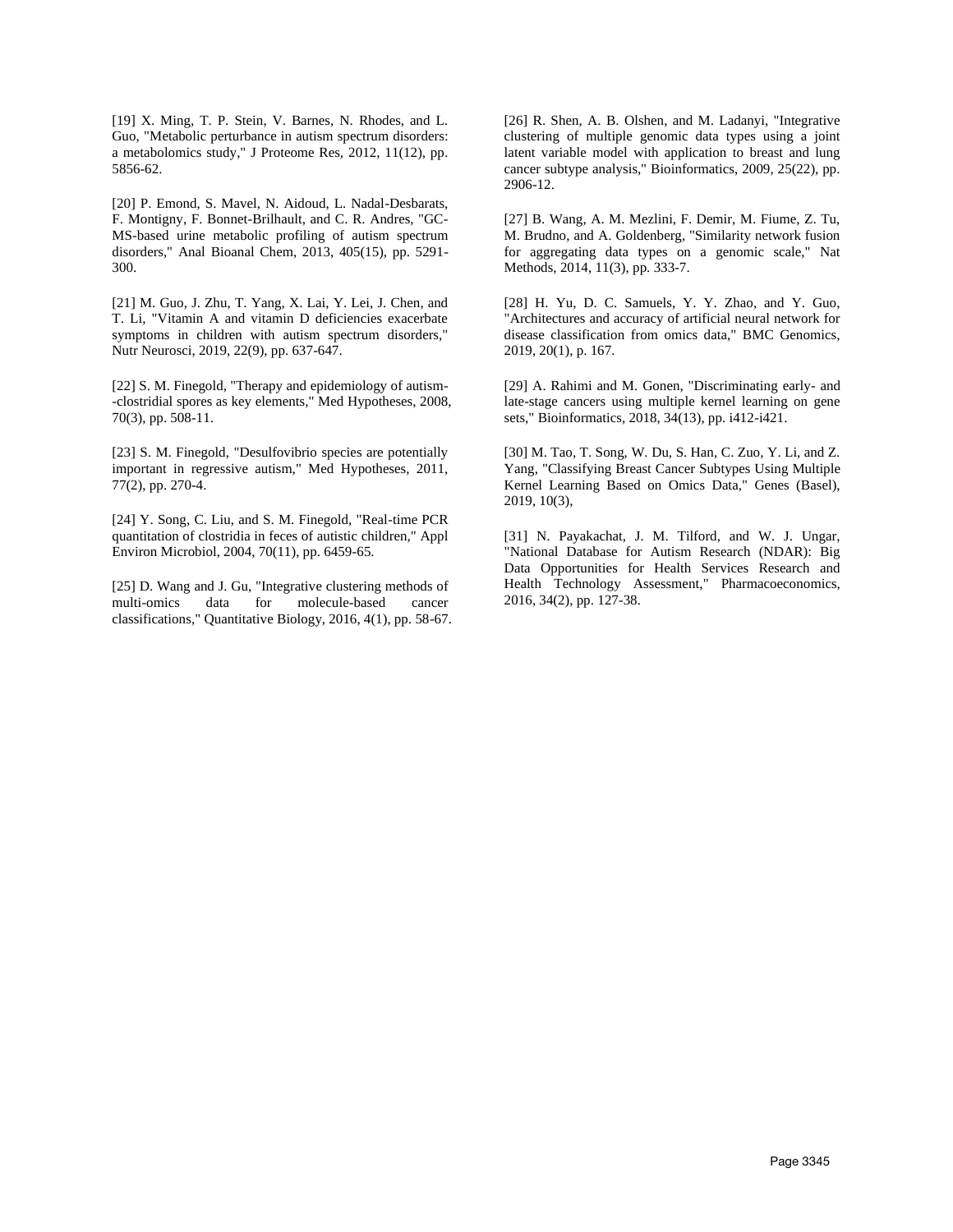[19] X. Ming, T. P. Stein, V. Barnes, N. Rhodes, and L. Guo, "Metabolic perturbance in autism spectrum disorders: a metabolomics study," J Proteome Res, 2012, 11(12), pp. 5856-62.

[20] P. Emond, S. Mavel, N. Aidoud, L. Nadal-Desbarats, F. Montigny, F. Bonnet-Brilhault, and C. R. Andres, "GC-MS-based urine metabolic profiling of autism spectrum disorders," Anal Bioanal Chem, 2013, 405(15), pp. 5291-300.

[21] M. Guo, J. Zhu, T. Yang, X. Lai, Y. Lei, J. Chen, and T. Li, "Vitamin A and vitamin D deficiencies exacerbate symptoms in children with autism spectrum disorders," Nutr Neurosci, 2019, 22(9), pp. 637-647.

[22] S. M. Finegold, "Therapy and epidemiology of autism--clostridial spores as key elements," Med Hypotheses, 2008, 70(3), pp. 508-11.

[23] S. M. Finegold, "Desulfovibrio species are potentially important in regressive autism," Med Hypotheses, 2011, 77(2), pp. 270-4.

[24] Y. Song, C. Liu, and S. M. Finegold, "Real-time PCR quantitation of clostridia in feces of autistic children," Appl Environ Microbiol, 2004, 70(11), pp. 6459-65.

[25] D. Wang and J. Gu, "Integrative clustering methods of multi-omics data for molecule-based cancer classifications," Quantitative Biology, 2016, 4(1), pp. 58-67.

[26] R. Shen, A. B. Olshen, and M. Ladanyi, "Integrative clustering of multiple genomic data types using a joint latent variable model with application to breast and lung cancer subtype analysis," Bioinformatics, 2009, 25(22), pp. 2906-12.

[27] B. Wang, A. M. Mezlini, F. Demir, M. Fiume, Z. Tu, M. Brudno, and A. Goldenberg, "Similarity network fusion for aggregating data types on a genomic scale," Nat Methods, 2014, 11(3), pp. 333-7.

[28] H. Yu, D. C. Samuels, Y. Y. Zhao, and Y. Guo, "Architectures and accuracy of artificial neural network for disease classification from omics data," BMC Genomics, 2019, 20(1), p. 167.

[29] A. Rahimi and M. Gonen, "Discriminating early- and late-stage cancers using multiple kernel learning on gene sets," Bioinformatics, 2018, 34(13), pp. i412-i421.

[30] M. Tao, T. Song, W. Du, S. Han, C. Zuo, Y. Li, and Z. Yang, "Classifying Breast Cancer Subtypes Using Multiple Kernel Learning Based on Omics Data," Genes (Basel), 2019, 10(3),

[31] N. Payakachat, J. M. Tilford, and W. J. Ungar, "National Database for Autism Research (NDAR): Big Data Opportunities for Health Services Research and Health Technology Assessment," Pharmacoeconomics, 2016, 34(2), pp. 127-38.